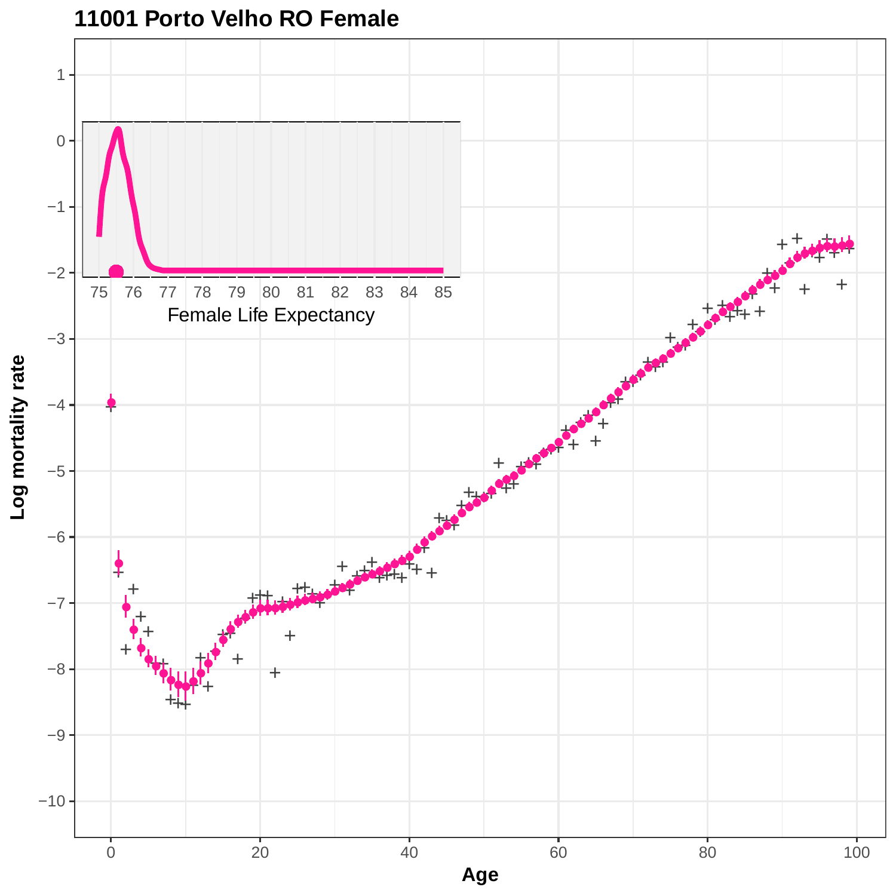# 11001 Porto Velho RO Female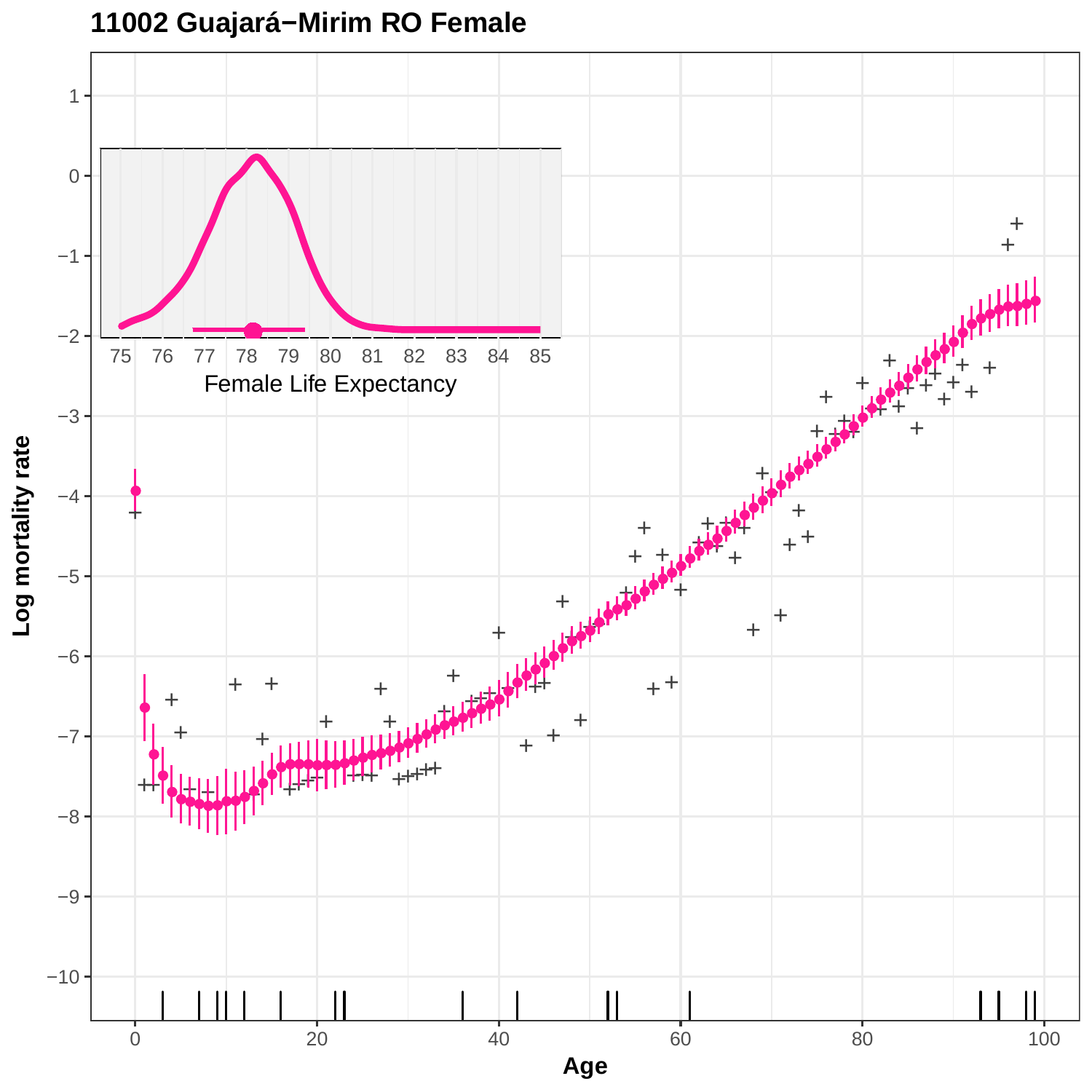# 11002 Guajará−Mirim RO Female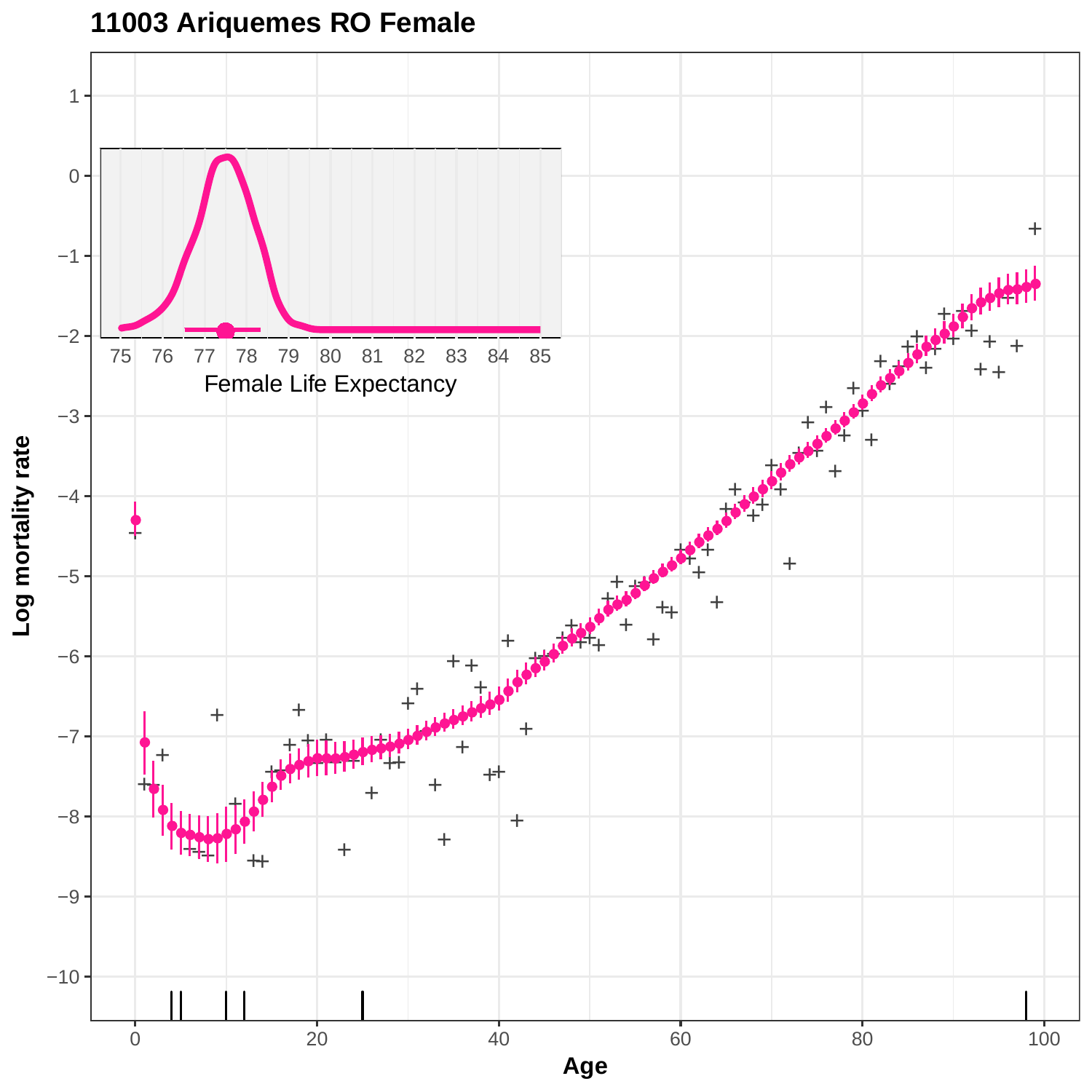# 11003 Ariquemes RO Female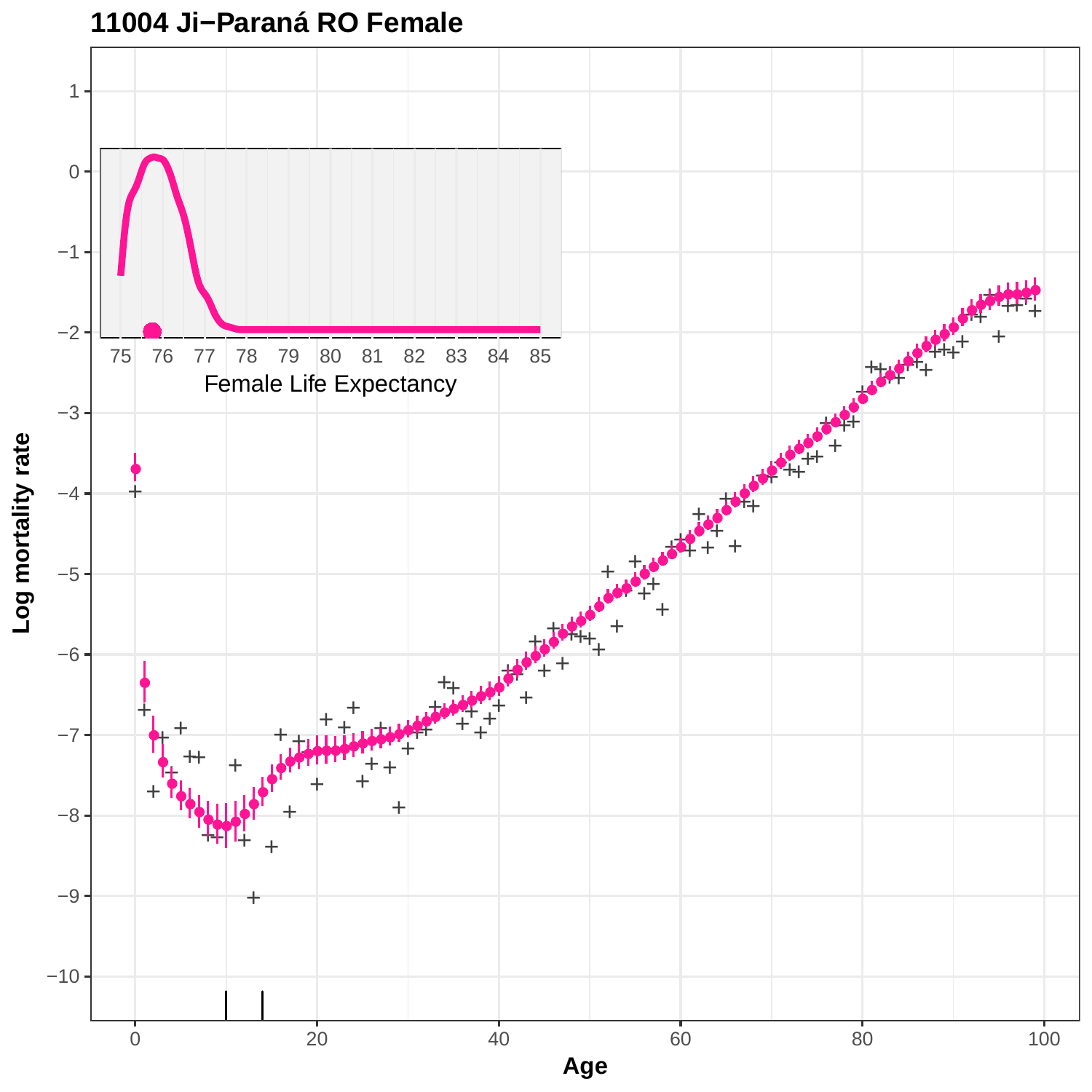# 11004 Ji−Paraná RO Female

Log mortality rate

Age

Female Life Expectancy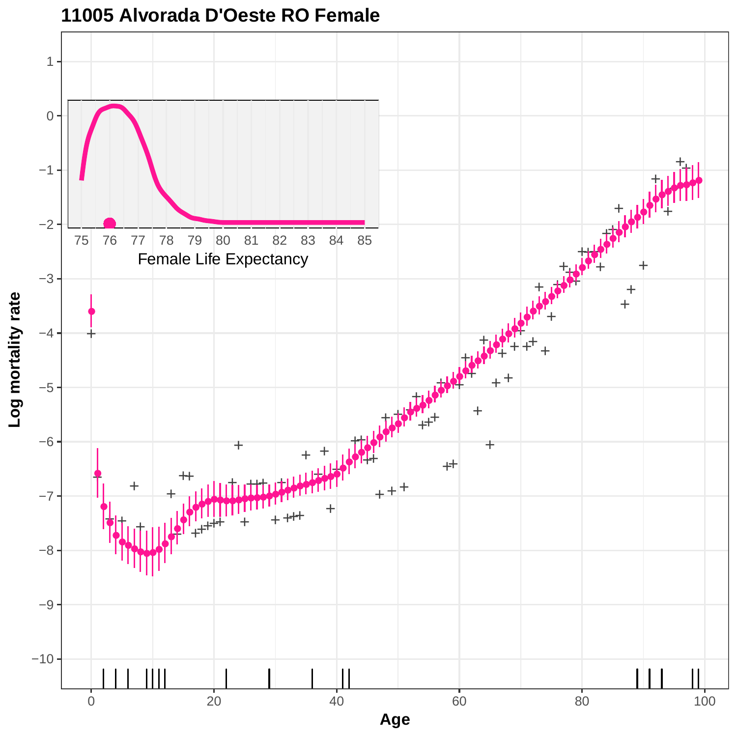# 11005 Alvorada D'Oeste RO Female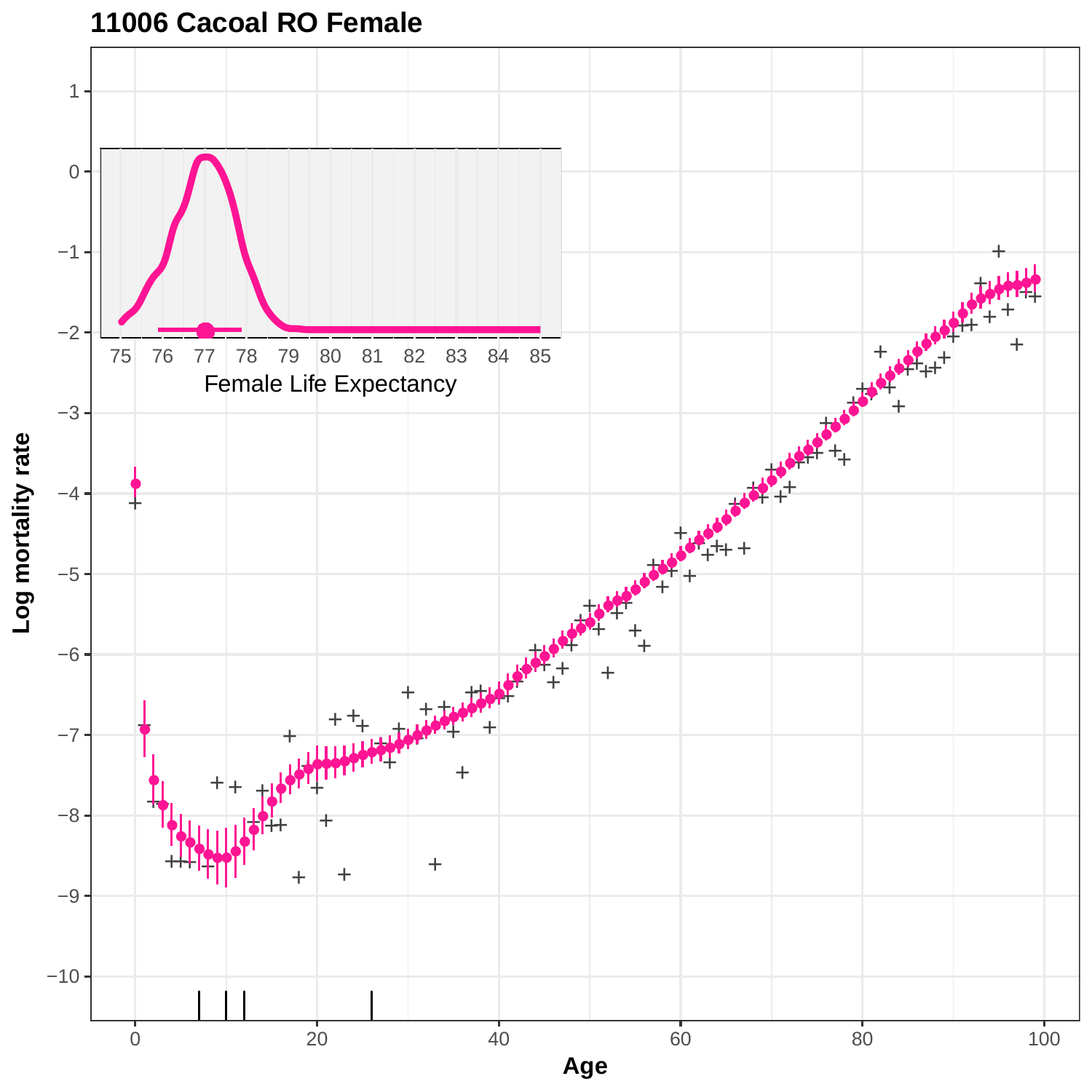## 11006 Cacoal RO Female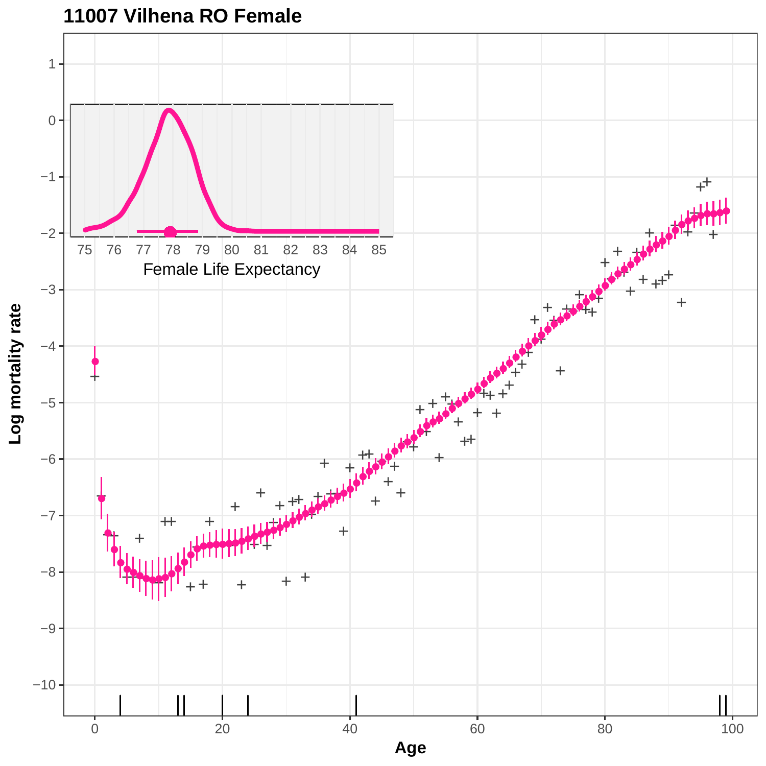**11007 Vilhena RO Female**

Log mortality rate

Age

Female Life Expectancy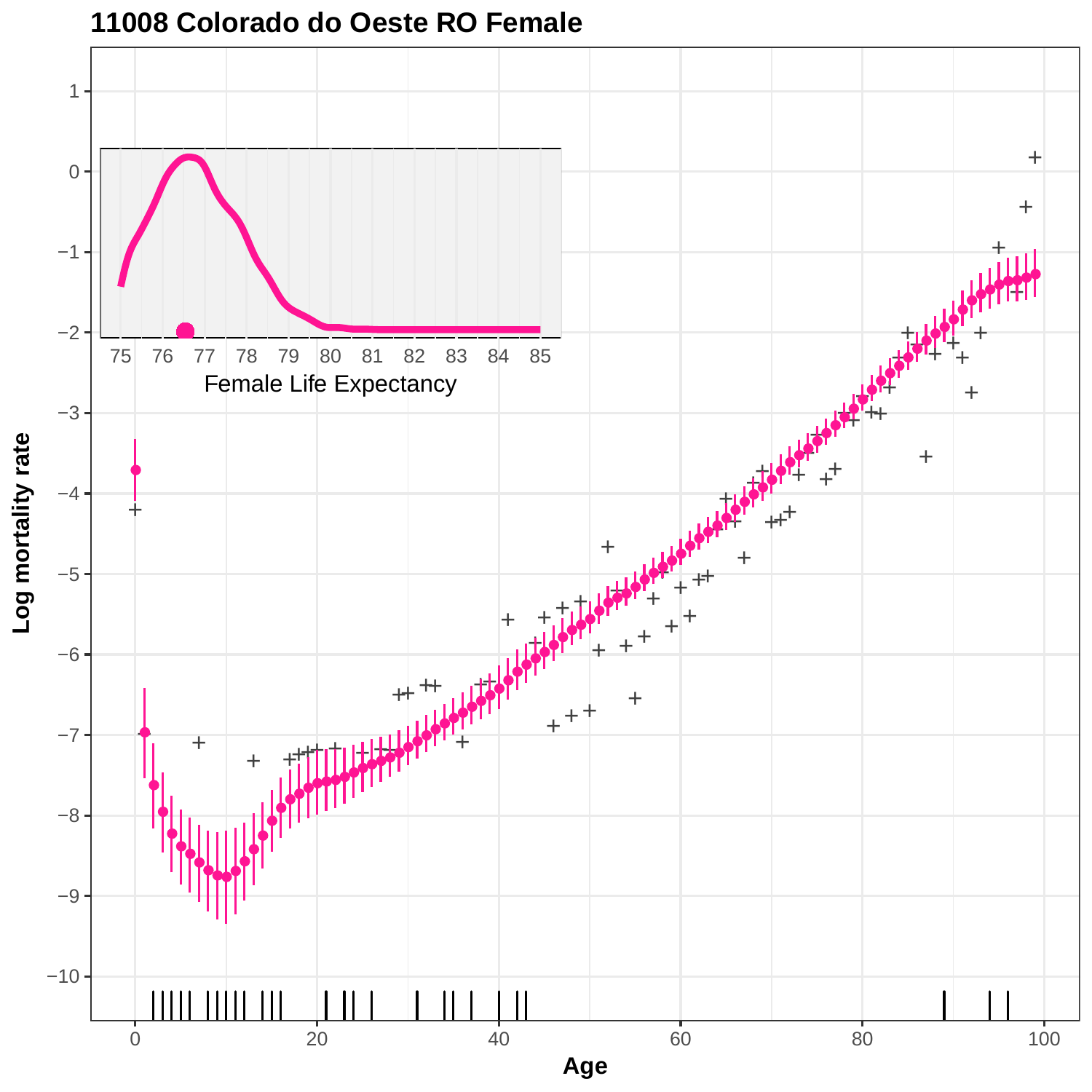# 11008 Colorado do Oeste RO Female

Log mortality rate

1
0
−1
−2
−3
−4
−5
−6
−7
−8
−9
−10

Age

0
20
40
60
80
100

Female Life Expectancy

75
76
77
78
79
80
81
82
83
84
85